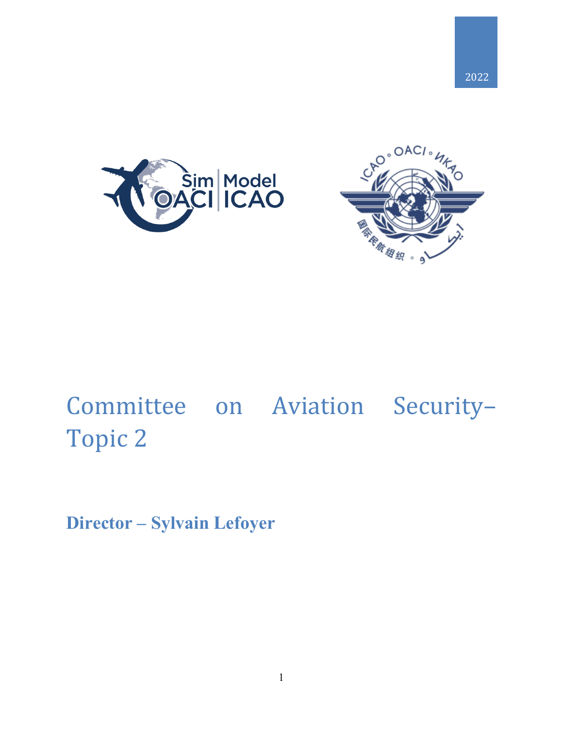2022

# Committee on Aviation Security– Topic 2

**Director – Sylvain Lefoyer**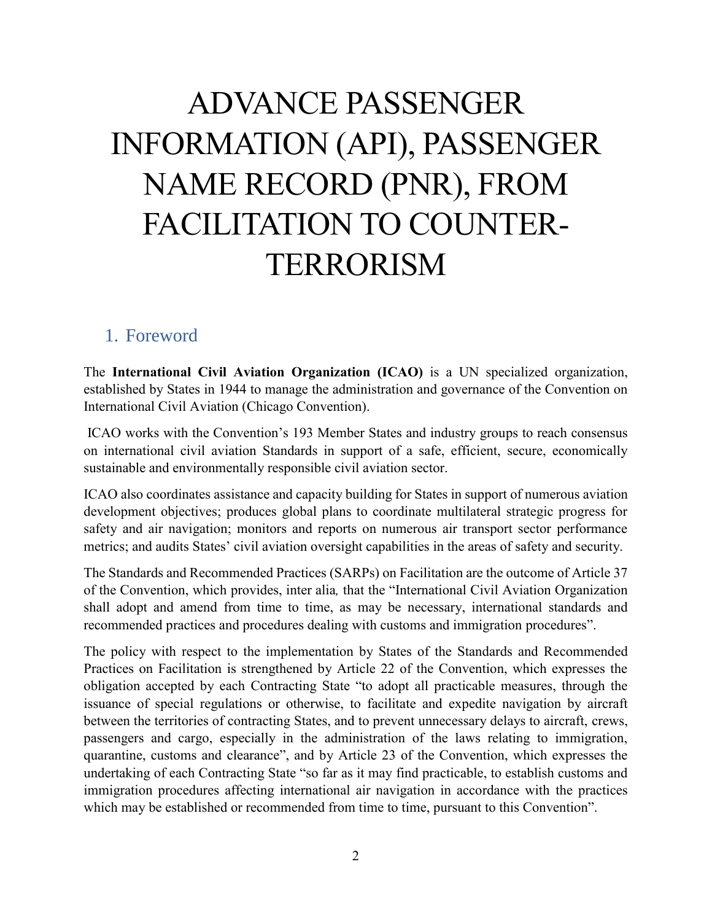# ADVANCE PASSENGER INFORMATION (API), PASSENGER NAME RECORD (PNR), FROM FACILITATION TO COUNTER-TERRORISM

## 1. Foreword

The **International Civil Aviation Organization (ICAO)** is a UN specialized organization, established by States in 1944 to manage the administration and governance of the Convention on International Civil Aviation (Chicago Convention).

ICAO works with the Convention's 193 Member States and industry groups to reach consensus on international civil aviation Standards in support of a safe, efficient, secure, economically sustainable and environmentally responsible civil aviation sector.

ICAO also coordinates assistance and capacity building for States in support of numerous aviation development objectives; produces global plans to coordinate multilateral strategic progress for safety and air navigation; monitors and reports on numerous air transport sector performance metrics; and audits States' civil aviation oversight capabilities in the areas of safety and security.

The Standards and Recommended Practices (SARPs) on Facilitation are the outcome of Article 37 of the Convention, which provides, inter alia*,* that the "International Civil Aviation Organization shall adopt and amend from time to time, as may be necessary, international standards and recommended practices and procedures dealing with customs and immigration procedures".

The policy with respect to the implementation by States of the Standards and Recommended Practices on Facilitation is strengthened by Article 22 of the Convention, which expresses the obligation accepted by each Contracting State "to adopt all practicable measures, through the issuance of special regulations or otherwise, to facilitate and expedite navigation by aircraft between the territories of contracting States, and to prevent unnecessary delays to aircraft, crews, passengers and cargo, especially in the administration of the laws relating to immigration, quarantine, customs and clearance", and by Article 23 of the Convention, which expresses the undertaking of each Contracting State "so far as it may find practicable, to establish customs and immigration procedures affecting international air navigation in accordance with the practices which may be established or recommended from time to time, pursuant to this Convention".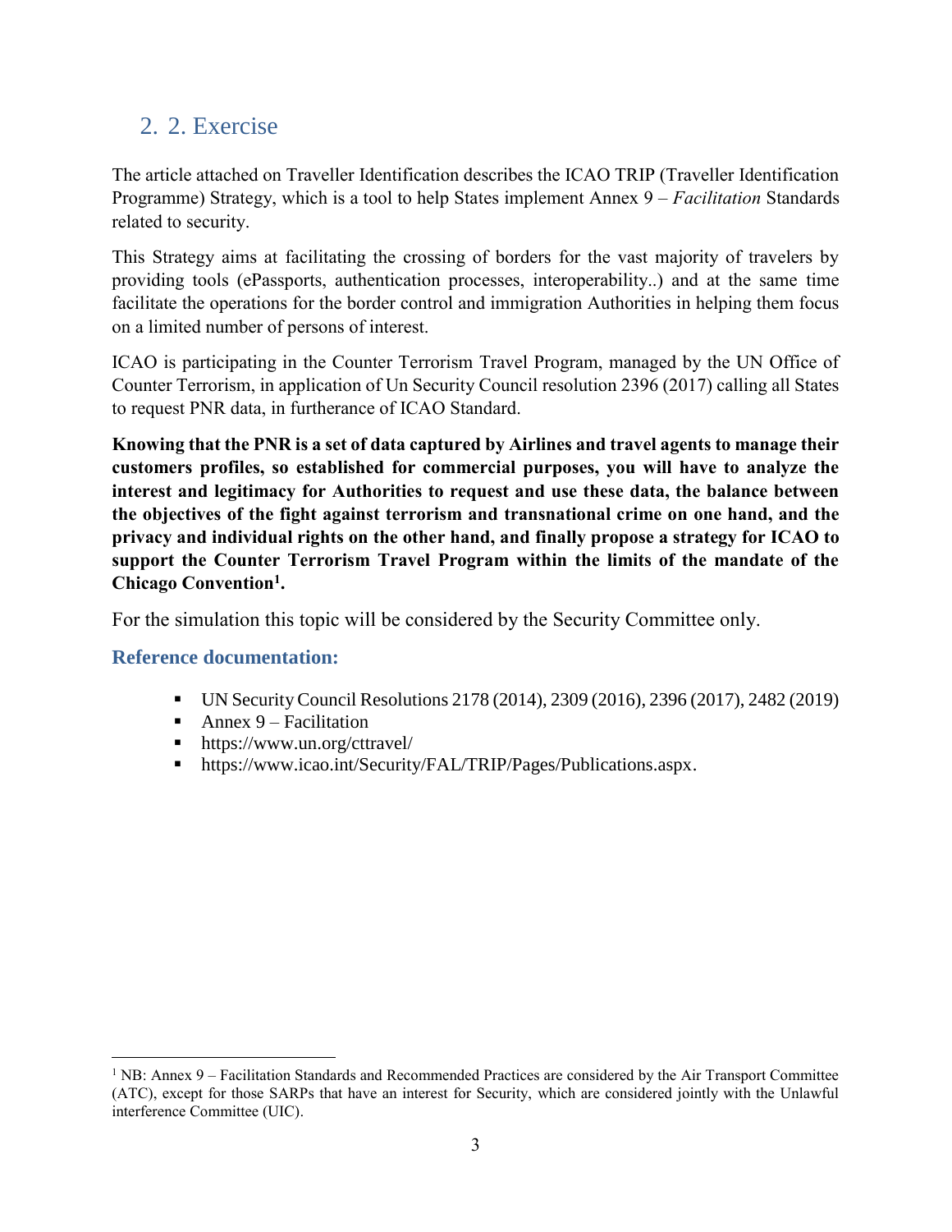## 2. 2. Exercise

The article attached on Traveller Identification describes the ICAO TRIP (Traveller Identification Programme) Strategy, which is a tool to help States implement Annex 9 – *Facilitation* Standards related to security.

This Strategy aims at facilitating the crossing of borders for the vast majority of travelers by providing tools (ePassports, authentication processes, interoperability..) and at the same time facilitate the operations for the border control and immigration Authorities in helping them focus on a limited number of persons of interest.

ICAO is participating in the Counter Terrorism Travel Program, managed by the UN Office of Counter Terrorism, in application of Un Security Council resolution 2396 (2017) calling all States to request PNR data, in furtherance of ICAO Standard.

**Knowing that the PNR is a set of data captured by Airlines and travel agents to manage their customers profiles, so established for commercial purposes, you will have to analyze the interest and legitimacy for Authorities to request and use these data, the balance between the objectives of the fight against terrorism and transnational crime on one hand, and the privacy and individual rights on the other hand, and finally propose a strategy for ICAO to support the Counter Terrorism Travel Program within the limits of the mandate of the Chicago Convention[1].**

For the simulation this topic will be considered by the Security Committee only.

### Reference documentation:

- UN Security Council Resolutions 2178 (2014), 2309 (2016), 2396 (2017), 2482 (2019)
- Annex 9 – Facilitation
- https://www.un.org/cttravel/
- https://www.icao.int/Security/FAL/TRIP/Pages/Publications.aspx.

[1] NB: Annex 9 – Facilitation Standards and Recommended Practices are considered by the Air Transport Committee (ATC), except for those SARPs that have an interest for Security, which are considered jointly with the Unlawful interference Committee (UIC).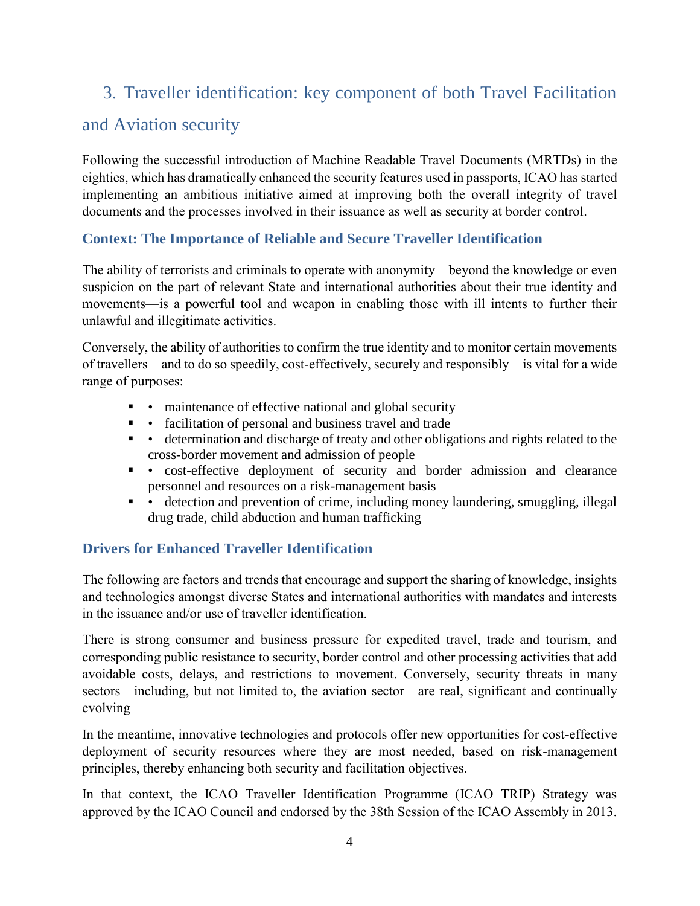## 3. Traveller identification: key component of both Travel Facilitation and Aviation security

Following the successful introduction of Machine Readable Travel Documents (MRTDs) in the eighties, which has dramatically enhanced the security features used in passports, ICAO has started implementing an ambitious initiative aimed at improving both the overall integrity of travel documents and the processes involved in their issuance as well as security at border control.

### Context: The Importance of Reliable and Secure Traveller Identification

The ability of terrorists and criminals to operate with anonymity—beyond the knowledge or even suspicion on the part of relevant State and international authorities about their true identity and movements—is a powerful tool and weapon in enabling those with ill intents to further their unlawful and illegitimate activities.

Conversely, the ability of authorities to confirm the true identity and to monitor certain movements of travellers—and to do so speedily, cost-effectively, securely and responsibly—is vital for a wide range of purposes:

- • maintenance of effective national and global security
- • facilitation of personal and business travel and trade
- • determination and discharge of treaty and other obligations and rights related to the cross-border movement and admission of people
- • cost-effective deployment of security and border admission and clearance personnel and resources on a risk-management basis
- • detection and prevention of crime, including money laundering, smuggling, illegal drug trade, child abduction and human trafficking

### Drivers for Enhanced Traveller Identification

The following are factors and trends that encourage and support the sharing of knowledge, insights and technologies amongst diverse States and international authorities with mandates and interests in the issuance and/or use of traveller identification.

There is strong consumer and business pressure for expedited travel, trade and tourism, and corresponding public resistance to security, border control and other processing activities that add avoidable costs, delays, and restrictions to movement. Conversely, security threats in many sectors—including, but not limited to, the aviation sector—are real, significant and continually evolving

In the meantime, innovative technologies and protocols offer new opportunities for cost-effective deployment of security resources where they are most needed, based on risk-management principles, thereby enhancing both security and facilitation objectives.

In that context, the ICAO Traveller Identification Programme (ICAO TRIP) Strategy was approved by the ICAO Council and endorsed by the 38th Session of the ICAO Assembly in 2013.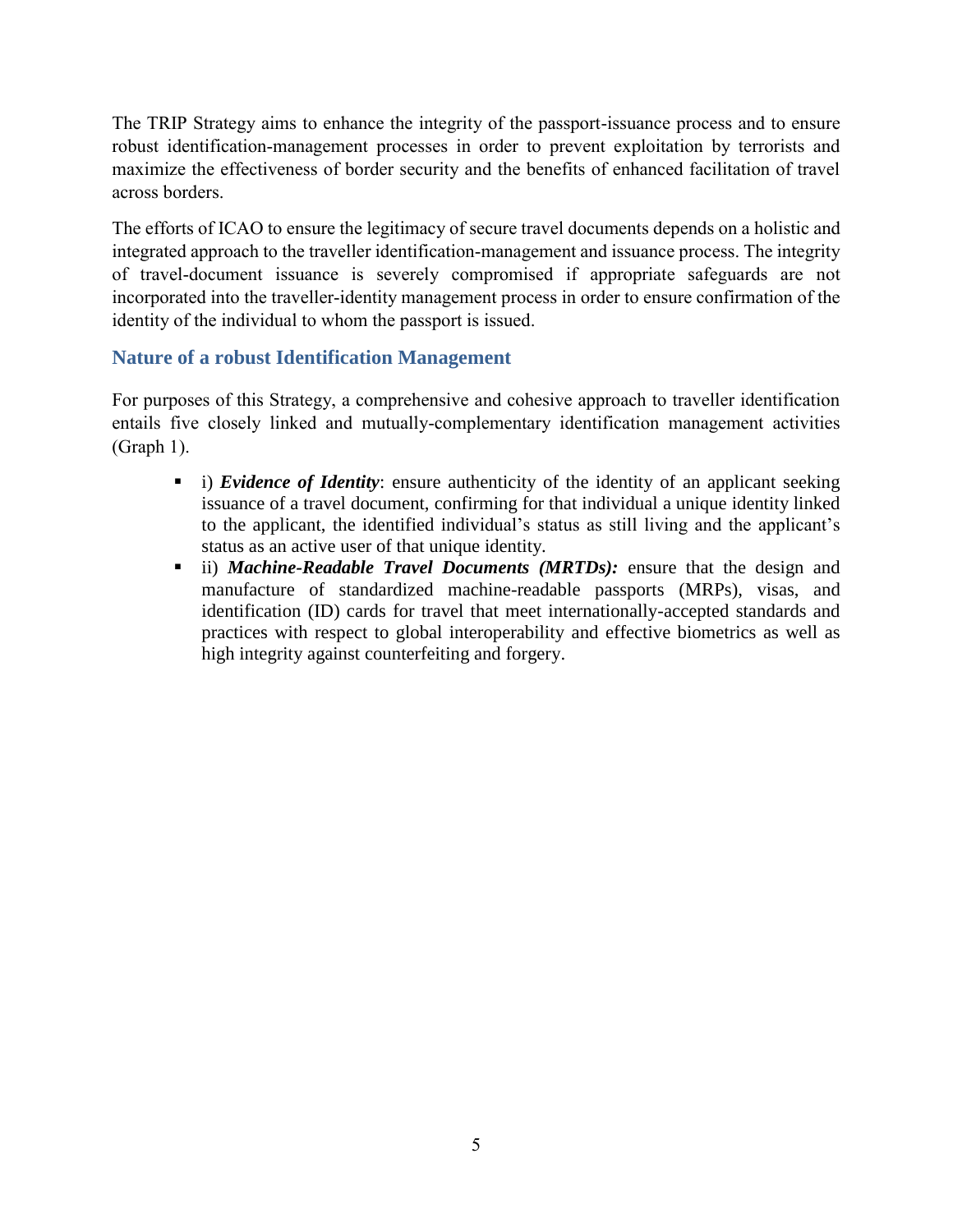The TRIP Strategy aims to enhance the integrity of the passport-issuance process and to ensure robust identification-management processes in order to prevent exploitation by terrorists and maximize the effectiveness of border security and the benefits of enhanced facilitation of travel across borders.

The efforts of ICAO to ensure the legitimacy of secure travel documents depends on a holistic and integrated approach to the traveller identification-management and issuance process. The integrity of travel-document issuance is severely compromised if appropriate safeguards are not incorporated into the traveller-identity management process in order to ensure confirmation of the identity of the individual to whom the passport is issued.

## Nature of a robust Identification Management

For purposes of this Strategy, a comprehensive and cohesive approach to traveller identification entails five closely linked and mutually-complementary identification management activities (Graph 1).

- i) ***Evidence of Identity***: ensure authenticity of the identity of an applicant seeking issuance of a travel document, confirming for that individual a unique identity linked to the applicant, the identified individual's status as still living and the applicant's status as an active user of that unique identity.
- ii) ***Machine-Readable Travel Documents (MRTDs):*** ensure that the design and manufacture of standardized machine-readable passports (MRPs), visas, and identification (ID) cards for travel that meet internationally-accepted standards and practices with respect to global interoperability and effective biometrics as well as high integrity against counterfeiting and forgery.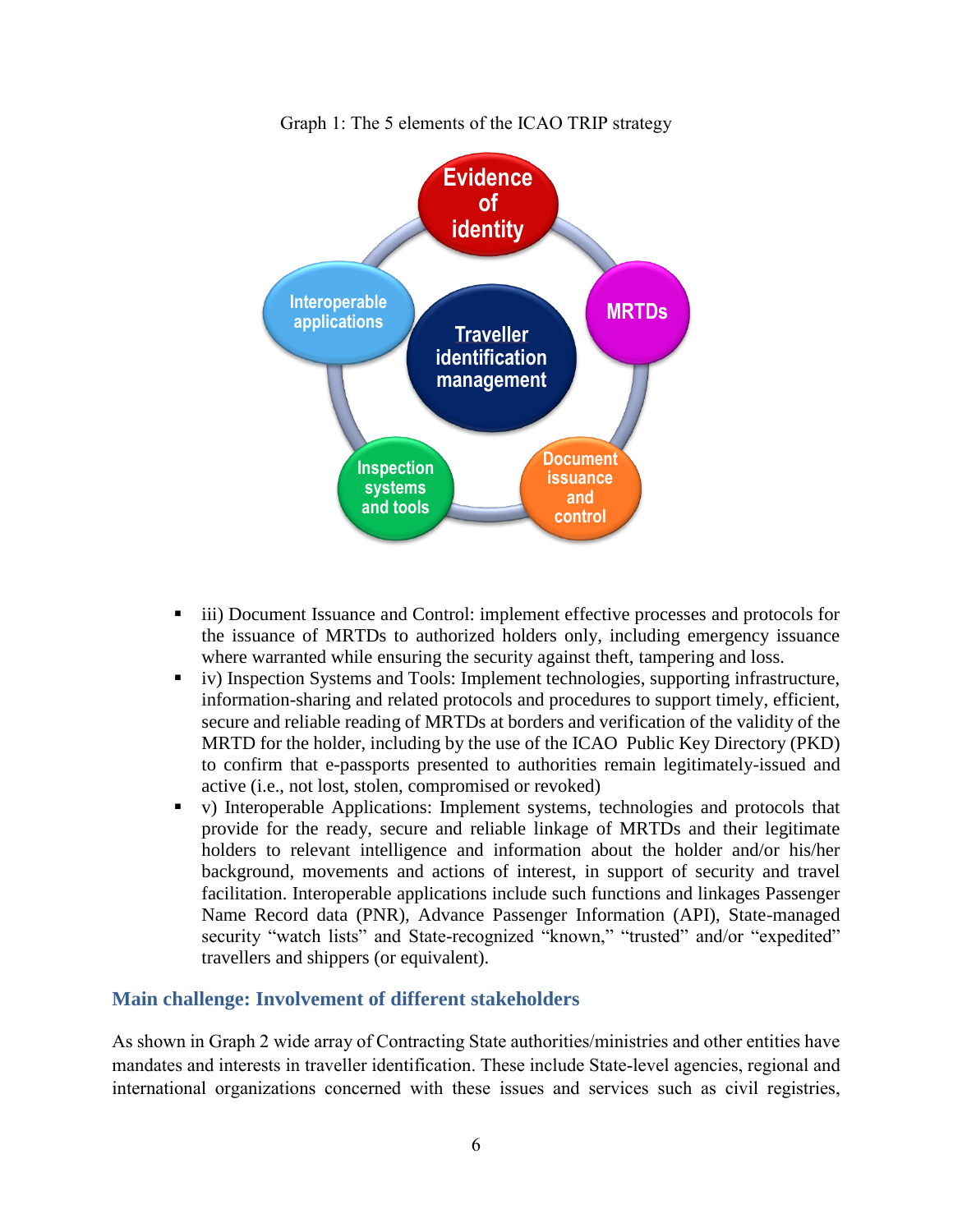Graph 1: The 5 elements of the ICAO TRIP strategy

Evidence of identity

MRTDs

Document issuance and control

Inspection systems and tools

Interoperable applications

Traveller identification management

- iii) Document Issuance and Control: implement effective processes and protocols for the issuance of MRTDs to authorized holders only, including emergency issuance where warranted while ensuring the security against theft, tampering and loss.
- iv) Inspection Systems and Tools: Implement technologies, supporting infrastructure, information-sharing and related protocols and procedures to support timely, efficient, secure and reliable reading of MRTDs at borders and verification of the validity of the MRTD for the holder, including by the use of the ICAO Public Key Directory (PKD) to confirm that e-passports presented to authorities remain legitimately-issued and active (i.e., not lost, stolen, compromised or revoked)
- v) Interoperable Applications: Implement systems, technologies and protocols that provide for the ready, secure and reliable linkage of MRTDs and their legitimate holders to relevant intelligence and information about the holder and/or his/her background, movements and actions of interest, in support of security and travel facilitation. Interoperable applications include such functions and linkages Passenger Name Record data (PNR), Advance Passenger Information (API), State-managed security "watch lists" and State-recognized "known," "trusted" and/or "expedited" travellers and shippers (or equivalent).

## Main challenge: Involvement of different stakeholders

As shown in Graph 2 wide array of Contracting State authorities/ministries and other entities have mandates and interests in traveller identification. These include State-level agencies, regional and international organizations concerned with these issues and services such as civil registries,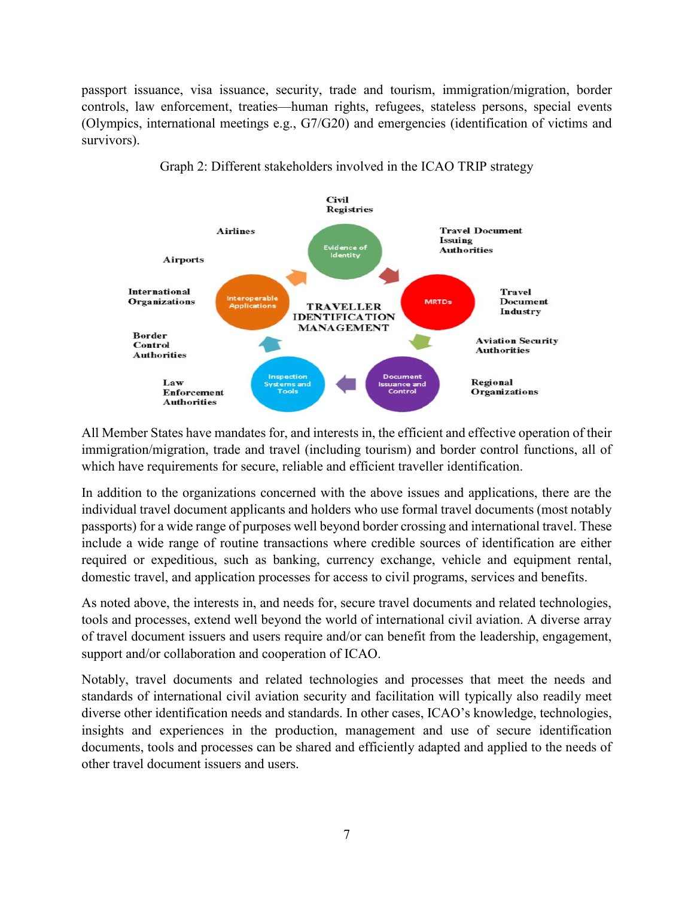passport issuance, visa issuance, security, trade and tourism, immigration/migration, border controls, law enforcement, treaties—human rights, refugees, stateless persons, special events (Olympics, international meetings e.g., G7/G20) and emergencies (identification of victims and survivors).

Graph 2: Different stakeholders involved in the ICAO TRIP strategy

Civil Registries
Travel Document Issuing Authorities
Airlines
Airports
Evidence of Identity
MRTDs
Travel Document Industry
International Organizations
Interoperable Applications
TRAVELLER IDENTIFICATION MANAGEMENT
Aviation Security Authorities
Border Control Authorities
Inspection Systems and Tools
Document Issuance and Control
Regional Organizations
Law Enforcement Authorities

All Member States have mandates for, and interests in, the efficient and effective operation of their immigration/migration, trade and travel (including tourism) and border control functions, all of which have requirements for secure, reliable and efficient traveller identification.

In addition to the organizations concerned with the above issues and applications, there are the individual travel document applicants and holders who use formal travel documents (most notably passports) for a wide range of purposes well beyond border crossing and international travel. These include a wide range of routine transactions where credible sources of identification are either required or expeditious, such as banking, currency exchange, vehicle and equipment rental, domestic travel, and application processes for access to civil programs, services and benefits.

As noted above, the interests in, and needs for, secure travel documents and related technologies, tools and processes, extend well beyond the world of international civil aviation. A diverse array of travel document issuers and users require and/or can benefit from the leadership, engagement, support and/or collaboration and cooperation of ICAO.

Notably, travel documents and related technologies and processes that meet the needs and standards of international civil aviation security and facilitation will typically also readily meet diverse other identification needs and standards. In other cases, ICAO's knowledge, technologies, insights and experiences in the production, management and use of secure identification documents, tools and processes can be shared and efficiently adapted and applied to the needs of other travel document issuers and users.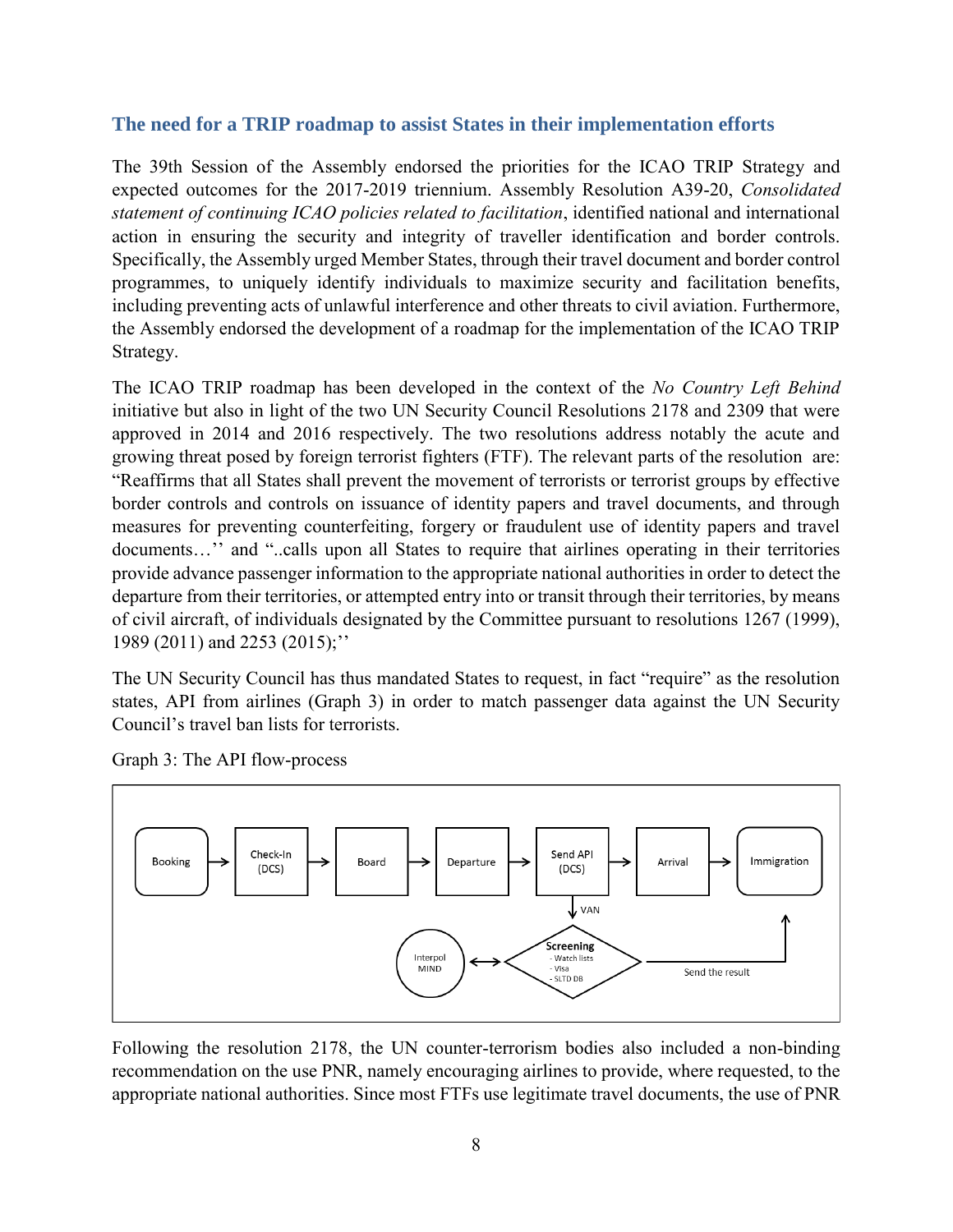## The need for a TRIP roadmap to assist States in their implementation efforts

The 39th Session of the Assembly endorsed the priorities for the ICAO TRIP Strategy and expected outcomes for the 2017-2019 triennium. Assembly Resolution A39-20, *Consolidated statement of continuing ICAO policies related to facilitation*, identified national and international action in ensuring the security and integrity of traveller identification and border controls. Specifically, the Assembly urged Member States, through their travel document and border control programmes, to uniquely identify individuals to maximize security and facilitation benefits, including preventing acts of unlawful interference and other threats to civil aviation. Furthermore, the Assembly endorsed the development of a roadmap for the implementation of the ICAO TRIP Strategy.

The ICAO TRIP roadmap has been developed in the context of the *No Country Left Behind* initiative but also in light of the two UN Security Council Resolutions 2178 and 2309 that were approved in 2014 and 2016 respectively. The two resolutions address notably the acute and growing threat posed by foreign terrorist fighters (FTF). The relevant parts of the resolution are: "Reaffirms that all States shall prevent the movement of terrorists or terrorist groups by effective border controls and controls on issuance of identity papers and travel documents, and through measures for preventing counterfeiting, forgery or fraudulent use of identity papers and travel documents…'' and "..calls upon all States to require that airlines operating in their territories provide advance passenger information to the appropriate national authorities in order to detect the departure from their territories, or attempted entry into or transit through their territories, by means of civil aircraft, of individuals designated by the Committee pursuant to resolutions 1267 (1999), 1989 (2011) and 2253 (2015);''

The UN Security Council has thus mandated States to request, in fact "require" as the resolution states, API from airlines (Graph 3) in order to match passenger data against the UN Security Council's travel ban lists for terrorists.

Graph 3: The API flow-process

Booking
Check-In (DCS)
Board
Departure
Send API (DCS)
Arrival
Immigration
VAN
Interpol MIND
Screening
- Watch lists
- Visa
- SLTD DB
Send the result

Following the resolution 2178, the UN counter-terrorism bodies also included a non-binding recommendation on the use PNR, namely encouraging airlines to provide, where requested, to the appropriate national authorities. Since most FTFs use legitimate travel documents, the use of PNR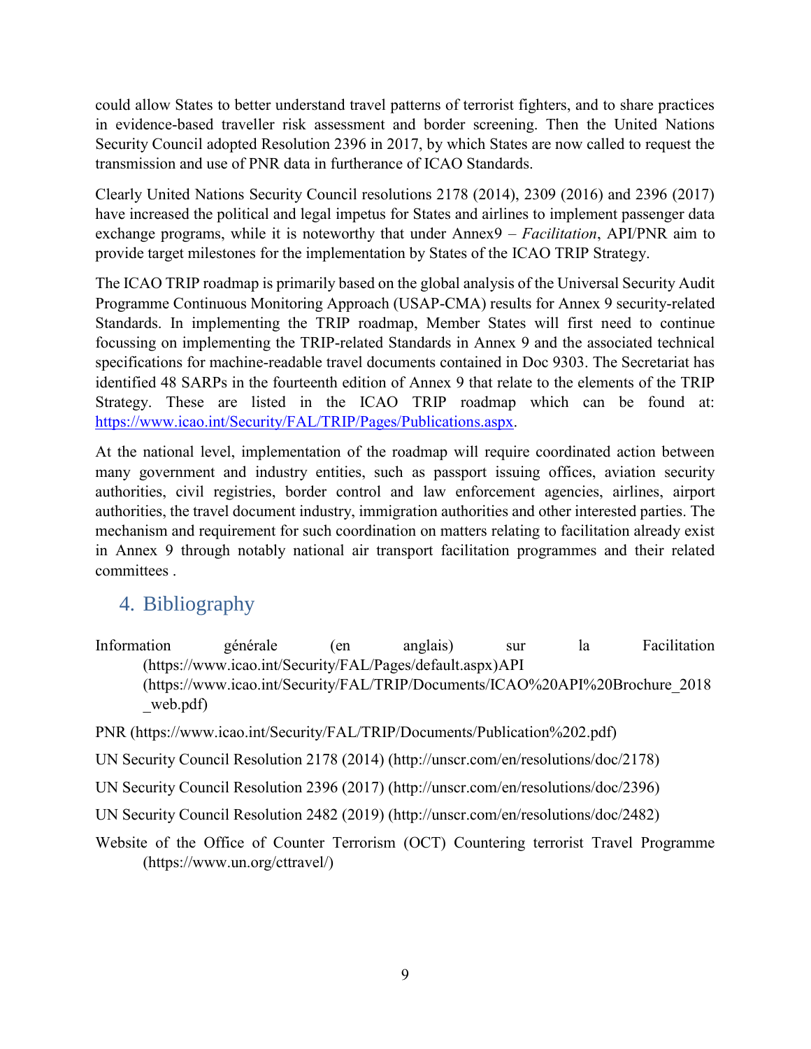could allow States to better understand travel patterns of terrorist fighters, and to share practices in evidence-based traveller risk assessment and border screening. Then the United Nations Security Council adopted Resolution 2396 in 2017, by which States are now called to request the transmission and use of PNR data in furtherance of ICAO Standards.

Clearly United Nations Security Council resolutions 2178 (2014), 2309 (2016) and 2396 (2017) have increased the political and legal impetus for States and airlines to implement passenger data exchange programs, while it is noteworthy that under Annex9 – *Facilitation*, API/PNR aim to provide target milestones for the implementation by States of the ICAO TRIP Strategy.

The ICAO TRIP roadmap is primarily based on the global analysis of the Universal Security Audit Programme Continuous Monitoring Approach (USAP-CMA) results for Annex 9 security-related Standards. In implementing the TRIP roadmap, Member States will first need to continue focussing on implementing the TRIP-related Standards in Annex 9 and the associated technical specifications for machine-readable travel documents contained in Doc 9303. The Secretariat has identified 48 SARPs in the fourteenth edition of Annex 9 that relate to the elements of the TRIP Strategy. These are listed in the ICAO TRIP roadmap which can be found at: https://www.icao.int/Security/FAL/TRIP/Pages/Publications.aspx.

At the national level, implementation of the roadmap will require coordinated action between many government and industry entities, such as passport issuing offices, aviation security authorities, civil registries, border control and law enforcement agencies, airlines, airport authorities, the travel document industry, immigration authorities and other interested parties. The mechanism and requirement for such coordination on matters relating to facilitation already exist in Annex 9 through notably national air transport facilitation programmes and their related committees .

## 4. Bibliography

Information générale (en anglais) sur la Facilitation (https://www.icao.int/Security/FAL/Pages/default.aspx)API (https://www.icao.int/Security/FAL/TRIP/Documents/ICAO%20API%20Brochure_2018_web.pdf)

PNR (https://www.icao.int/Security/FAL/TRIP/Documents/Publication%202.pdf)

UN Security Council Resolution 2178 (2014) (http://unscr.com/en/resolutions/doc/2178)

UN Security Council Resolution 2396 (2017) (http://unscr.com/en/resolutions/doc/2396)

UN Security Council Resolution 2482 (2019) (http://unscr.com/en/resolutions/doc/2482)

Website of the Office of Counter Terrorism (OCT) Countering terrorist Travel Programme (https://www.un.org/cttravel/)